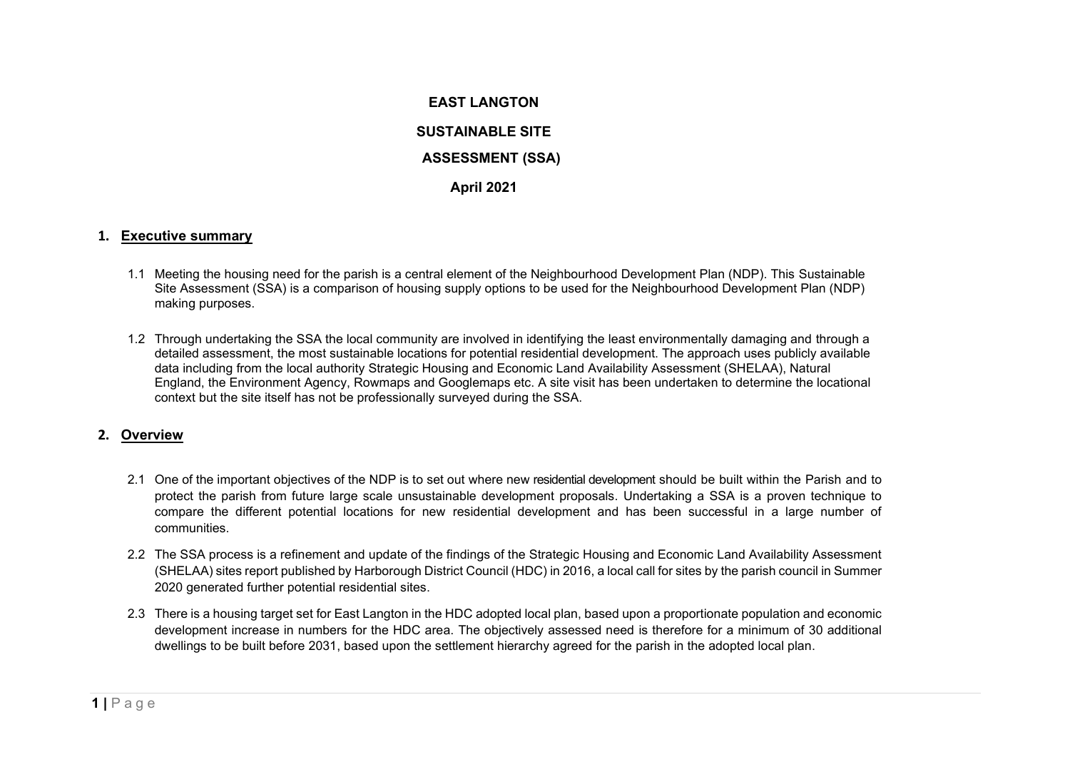# EAST LANGTON

# SUSTAINABLE SITE ASSESSMENT (SSA)

**April 2021**

## 1. Executive summary

1.1 Meeting the housing need for the parish is a central element of the Neighbourhood Development Plan (NDP). This Sustainable Site Assessment (SSA) is a comparison of housing supply options to be used for the Neighbourhood Development Plan (NDP) making purposes.

1.2 Through undertaking the SSA the local community are involved in identifying the least environmentally damaging and through a detailed assessment, the most sustainable locations for potential residential development. The approach uses publicly available data including from the local authority Strategic Housing and Economic Land Availability Assessment (SHELAA), Natural England, the Environment Agency, Rowmaps and Googlemaps etc. A site visit has been undertaken to determine the locational context but the site itself has not be professionally surveyed during the SSA.

## 2. Overview

2.1 One of the important objectives of the NDP is to set out where new residential development should be built within the Parish and to protect the parish from future large scale unsustainable development proposals. Undertaking a SSA is a proven technique to compare the different potential locations for new residential development and has been successful in a large number of communities.

2.2 The SSA process is a refinement and update of the findings of the Strategic Housing and Economic Land Availability Assessment (SHELAA) sites report published by Harborough District Council (HDC) in 2016, a local call for sites by the parish council in Summer 2020 generated further potential residential sites.

2.3 There is a housing target set for East Langton in the HDC adopted local plan, based upon a proportionate population and economic development increase in numbers for the HDC area. The objectively assessed need is therefore for a minimum of 30 additional dwellings to be built before 2031, based upon the settlement hierarchy agreed for the parish in the adopted local plan.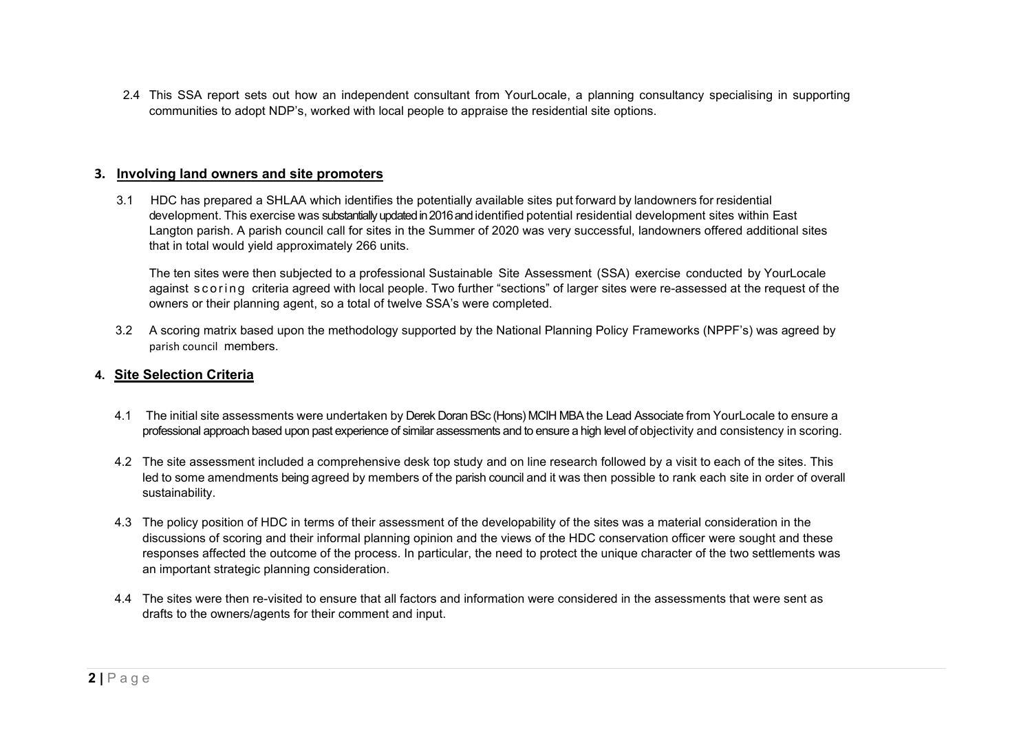2.4 This SSA report sets out how an independent consultant from YourLocale, a planning consultancy specialising in supporting communities to adopt NDP's, worked with local people to appraise the residential site options.

## 3. Involving land owners and site promoters

3.1 HDC has prepared a SHLAA which identifies the potentially available sites put forward by landowners for residential development. This exercise was substantially updated in 2016 and identified potential residential development sites within East Langton parish. A parish council call for sites in the Summer of 2020 was very successful, landowners offered additional sites that in total would yield approximately 266 units.

The ten sites were then subjected to a professional Sustainable Site Assessment (SSA) exercise conducted by YourLocale against scoring criteria agreed with local people. Two further "sections" of larger sites were re-assessed at the request of the owners or their planning agent, so a total of twelve SSA's were completed.

3.2 A scoring matrix based upon the methodology supported by the National Planning Policy Frameworks (NPPF's) was agreed by parish council members.

## 4. Site Selection Criteria

4.1 The initial site assessments were undertaken by Derek Doran BSc (Hons) MCIH MBA the Lead Associate from YourLocale to ensure a professional approach based upon past experience of similar assessments and to ensure a high level of objectivity and consistency in scoring.

4.2 The site assessment included a comprehensive desk top study and on line research followed by a visit to each of the sites. This led to some amendments being agreed by members of the parish council and it was then possible to rank each site in order of overall sustainability.

4.3 The policy position of HDC in terms of their assessment of the developability of the sites was a material consideration in the discussions of scoring and their informal planning opinion and the views of the HDC conservation officer were sought and these responses affected the outcome of the process. In particular, the need to protect the unique character of the two settlements was an important strategic planning consideration.

4.4 The sites were then re-visited to ensure that all factors and information were considered in the assessments that were sent as drafts to the owners/agents for their comment and input.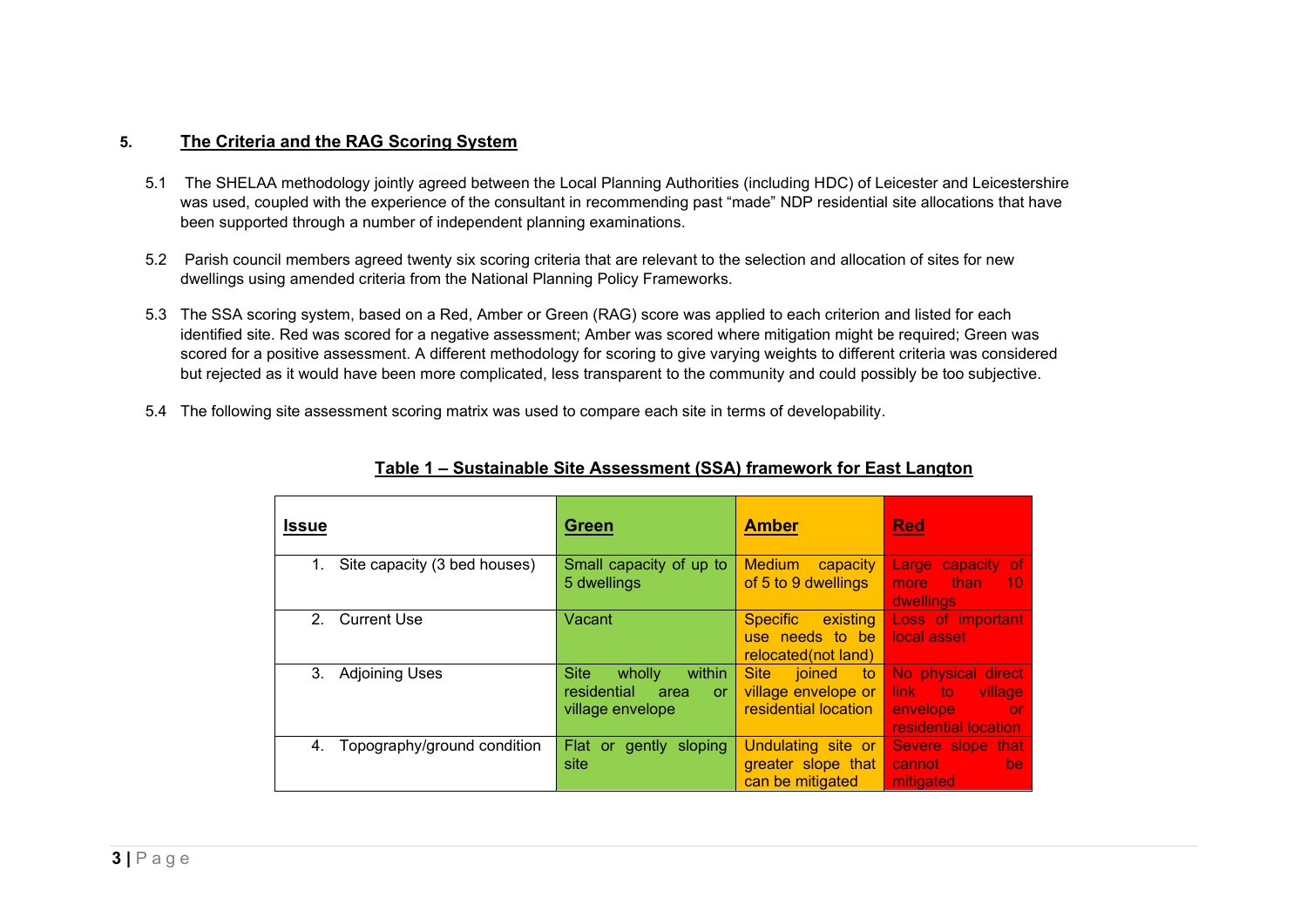## 5. The Criteria and the RAG Scoring System

5.1 The SHELAA methodology jointly agreed between the Local Planning Authorities (including HDC) of Leicester and Leicestershire was used, coupled with the experience of the consultant in recommending past "made" NDP residential site allocations that have been supported through a number of independent planning examinations.

5.2 Parish council members agreed twenty six scoring criteria that are relevant to the selection and allocation of sites for new dwellings using amended criteria from the National Planning Policy Frameworks.

5.3 The SSA scoring system, based on a Red, Amber or Green (RAG) score was applied to each criterion and listed for each identified site. Red was scored for a negative assessment; Amber was scored where mitigation might be required; Green was scored for a positive assessment. A different methodology for scoring to give varying weights to different criteria was considered but rejected as it would have been more complicated, less transparent to the community and could possibly be too subjective.

5.4 The following site assessment scoring matrix was used to compare each site in terms of developability.

**Table 1 – Sustainable Site Assessment (SSA) framework for East Langton**

| Issue | Green | Amber | Red |
|---|---|---|---|
| 1. Site capacity (3 bed houses) | Small capacity of up to 5 dwellings | Medium capacity of 5 to 9 dwellings | Large capacity of more than 10 dwellings |
| 2. Current Use | Vacant | Specific existing use needs to be relocated(not land) | Loss of important local asset |
| 3. Adjoining Uses | Site wholly within residential area or village envelope | Site joined to village envelope or residential location | No physical direct link to village envelope or residential location |
| 4. Topography/ground condition | Flat or gently sloping site | Undulating site or greater slope that can be mitigated | Severe slope that cannot be mitigated |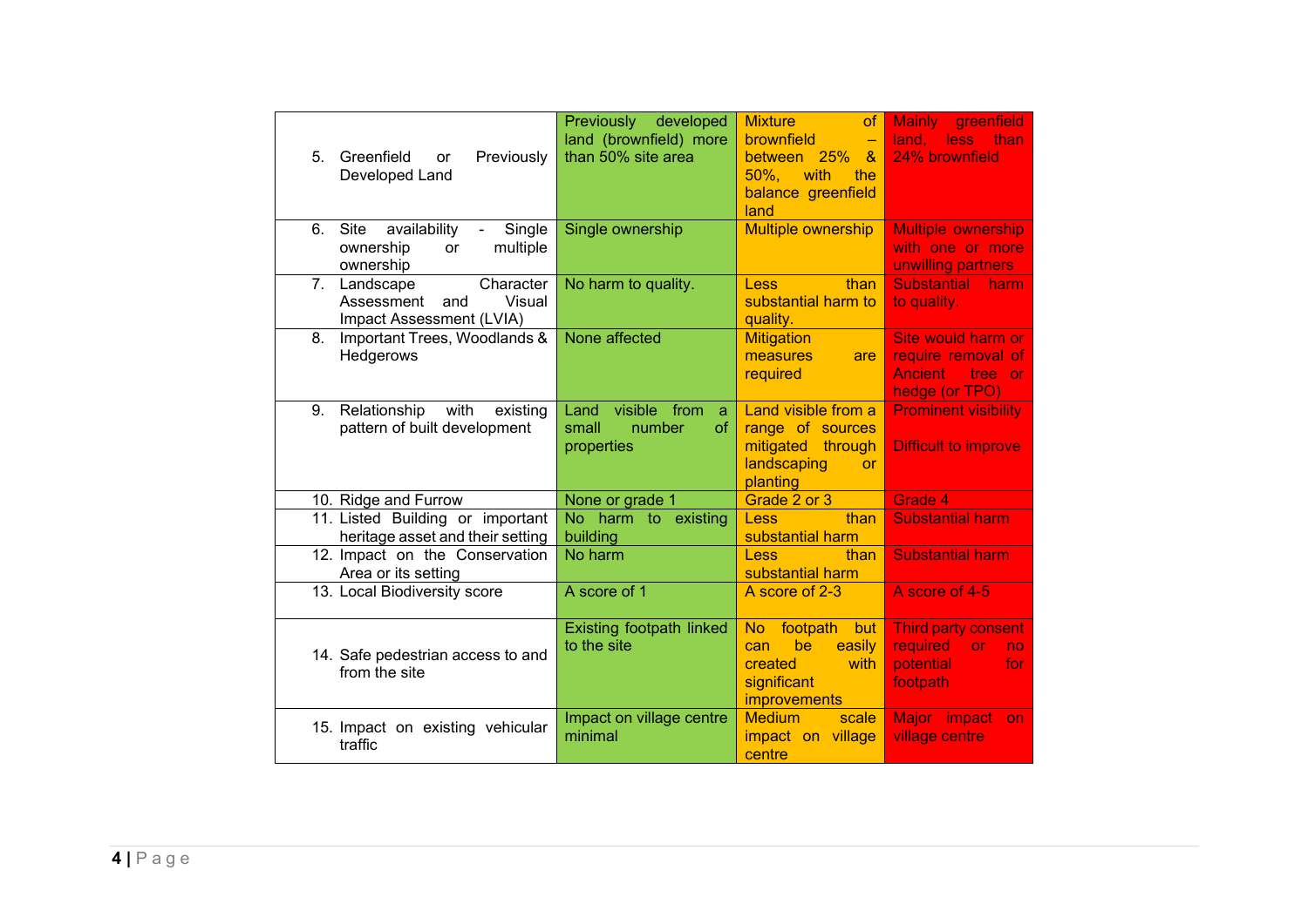| | | | |
|---|---|---|---|
| 5. Greenfield or Previously Developed Land | Previously developed land (brownfield) more than 50% site area | Mixture of brownfield – between 25% & 50%, with the balance greenfield land | Mainly greenfield land, less than 24% brownfield |
| 6. Site availability - Single ownership or multiple ownership | Single ownership | Multiple ownership | Multiple ownership with one or more unwilling partners |
| 7. Landscape Character Assessment and Visual Impact Assessment (LVIA) | No harm to quality. | Less than substantial harm to quality. | Substantial harm to quality. |
| 8. Important Trees, Woodlands & Hedgerows | None affected | Mitigation measures are required | Site would harm or require removal of Ancient tree or hedge (or TPO) |
| 9. Relationship with existing pattern of built development | Land visible from a small number of properties | Land visible from a range of sources mitigated through landscaping or planting | Prominent visibility<br><br>Difficult to improve |
| 10. Ridge and Furrow | None or grade 1 | Grade 2 or 3 | Grade 4 |
| 11. Listed Building or important heritage asset and their setting | No harm to existing building | Less than substantial harm | Substantial harm |
| 12. Impact on the Conservation Area or its setting | No harm | Less than substantial harm | Substantial harm |
| 13. Local Biodiversity score | A score of 1 | A score of 2-3 | A score of 4-5 |
| 14. Safe pedestrian access to and from the site | Existing footpath linked to the site | No footpath but can be easily created with significant improvements | Third party consent required or no potential for footpath |
| 15. Impact on existing vehicular traffic | Impact on village centre minimal | Medium scale impact on village centre | Major impact on village centre |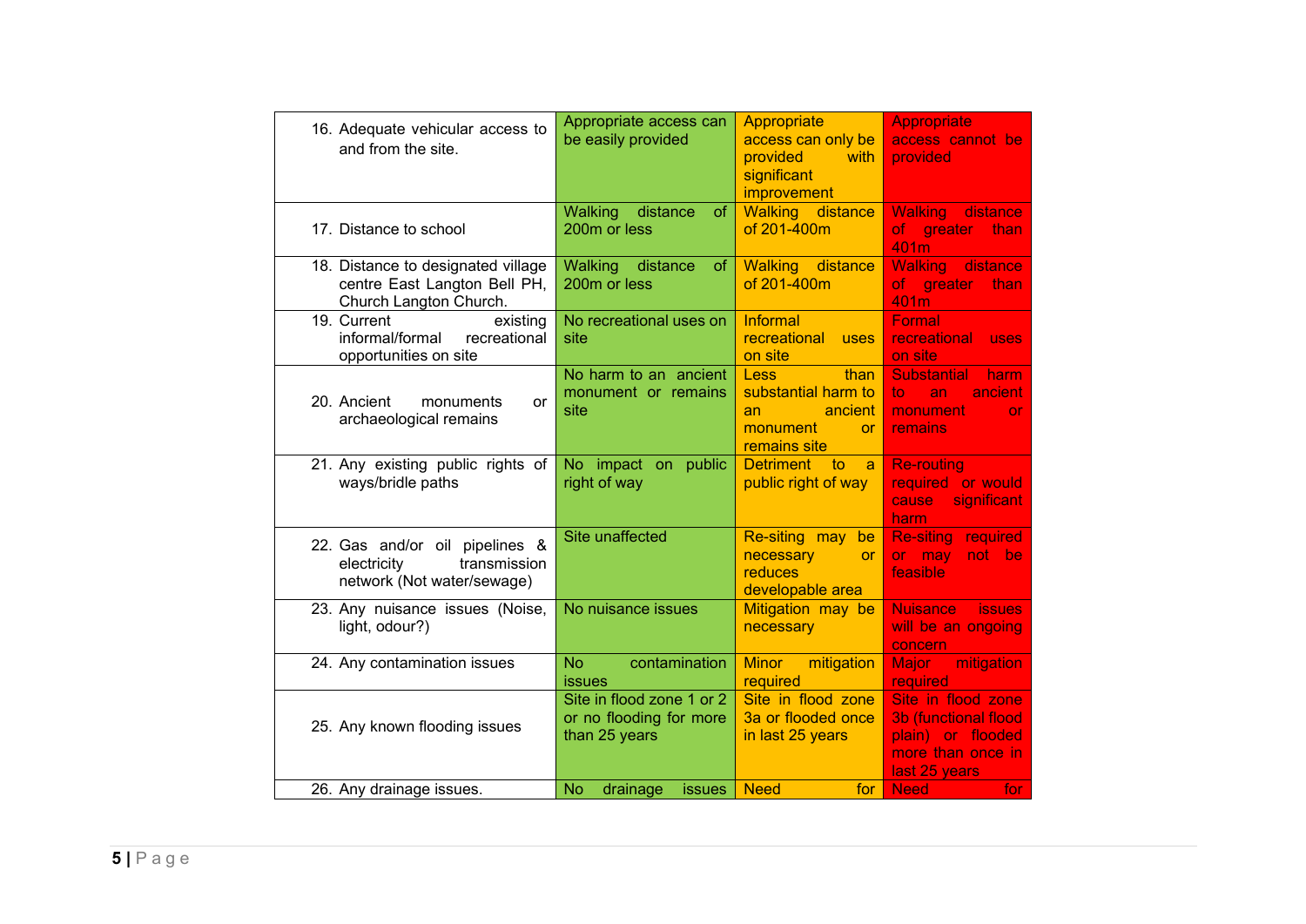| | | | |
|---|---|---|---|
| 16. Adequate vehicular access to and from the site. | Appropriate access can be easily provided | Appropriate access can only be provided with significant improvement | Appropriate access cannot be provided |
| 17. Distance to school | Walking distance of 200m or less | Walking distance of 201-400m | Walking distance of greater than 401m |
| 18. Distance to designated village centre East Langton Bell PH, Church Langton Church. | Walking distance of 200m or less | Walking distance of 201-400m | Walking distance of greater than 401m |
| 19. Current existing informal/formal recreational opportunities on site | No recreational uses on site | Informal recreational uses on site | Formal recreational uses on site |
| 20. Ancient monuments or archaeological remains | No harm to an ancient monument or remains site | Less than substantial harm to an ancient monument or remains site | Substantial harm to an ancient monument or remains |
| 21. Any existing public rights of ways/bridle paths | No impact on public right of way | Detriment to a public right of way | Re-routing required or would cause significant harm |
| 22. Gas and/or oil pipelines & electricity transmission network (Not water/sewage) | Site unaffected | Re-siting may be necessary or reduces developable area | Re-siting required or may not be feasible |
| 23. Any nuisance issues (Noise, light, odour?) | No nuisance issues | Mitigation may be necessary | Nuisance issues will be an ongoing concern |
| 24. Any contamination issues | No contamination issues | Minor mitigation required | Major mitigation required |
| 25. Any known flooding issues | Site in flood zone 1 or 2 or no flooding for more than 25 years | Site in flood zone 3a or flooded once in last 25 years | Site in flood zone 3b (functional flood plain) or flooded more than once in last 25 years |
| 26. Any drainage issues. | No drainage issues | Need for | Need for |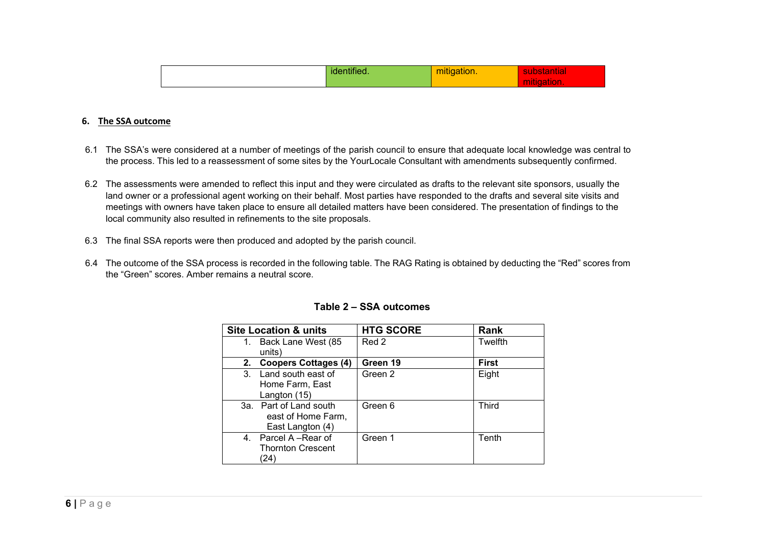|  | identified. | mitigation. | substantial mitigation. |
|---|---|---|---|

## 6. The SSA outcome

6.1 The SSA's were considered at a number of meetings of the parish council to ensure that adequate local knowledge was central to the process. This led to a reassessment of some sites by the YourLocale Consultant with amendments subsequently confirmed.

6.2 The assessments were amended to reflect this input and they were circulated as drafts to the relevant site sponsors, usually the land owner or a professional agent working on their behalf. Most parties have responded to the drafts and several site visits and meetings with owners have taken place to ensure all detailed matters have been considered. The presentation of findings to the local community also resulted in refinements to the site proposals.

6.3 The final SSA reports were then produced and adopted by the parish council.

6.4 The outcome of the SSA process is recorded in the following table. The RAG Rating is obtained by deducting the "Red" scores from the "Green" scores. Amber remains a neutral score.

**Table 2 – SSA outcomes**

| Site Location & units | HTG SCORE | Rank |
|---|---|---|
| 1. Back Lane West (85 units) | Red 2 | Twelfth |
| **2. Coopers Cottages (4)** | **Green 19** | **First** |
| 3. Land south east of Home Farm, East Langton (15) | Green 2 | Eight |
| 3a. Part of Land south east of Home Farm, East Langton (4) | Green 6 | Third |
| 4. Parcel A –Rear of Thornton Crescent (24) | Green 1 | Tenth |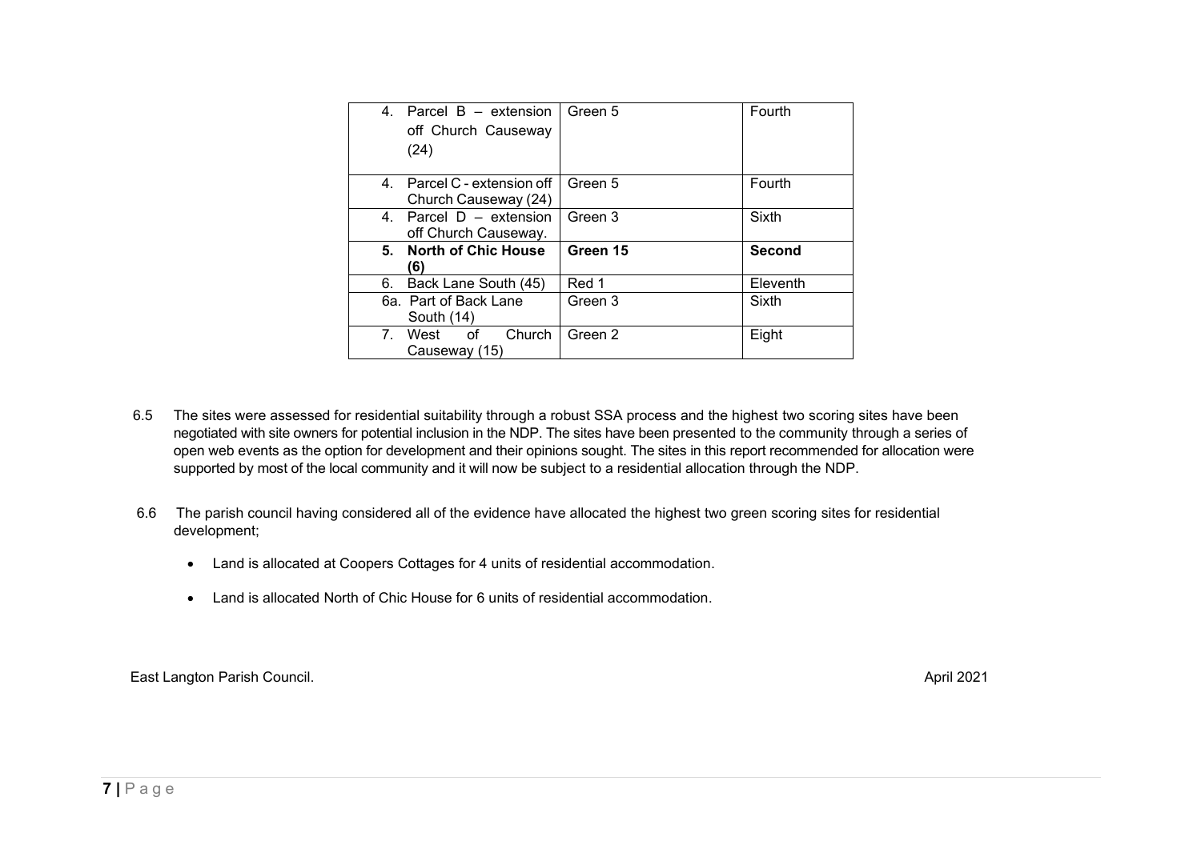| | | |
|---|---|---|
| 4. Parcel B – extension off Church Causeway (24) | Green 5 | Fourth |
| 4. Parcel C - extension off Church Causeway (24) | Green 5 | Fourth |
| 4. Parcel D – extension off Church Causeway. | Green 3 | Sixth |
| **5. North of Chic House (6)** | **Green 15** | **Second** |
| 6. Back Lane South (45) | Red 1 | Eleventh |
| 6a. Part of Back Lane South (14) | Green 3 | Sixth |
| 7. West of Church Causeway (15) | Green 2 | Eight |

6.5 The sites were assessed for residential suitability through a robust SSA process and the highest two scoring sites have been negotiated with site owners for potential inclusion in the NDP. The sites have been presented to the community through a series of open web events as the option for development and their opinions sought. The sites in this report recommended for allocation were supported by most of the local community and it will now be subject to a residential allocation through the NDP.

6.6 The parish council having considered all of the evidence have allocated the highest two green scoring sites for residential development;

- Land is allocated at Coopers Cottages for 4 units of residential accommodation.
- Land is allocated North of Chic House for 6 units of residential accommodation.

East Langton Parish Council. April 2021